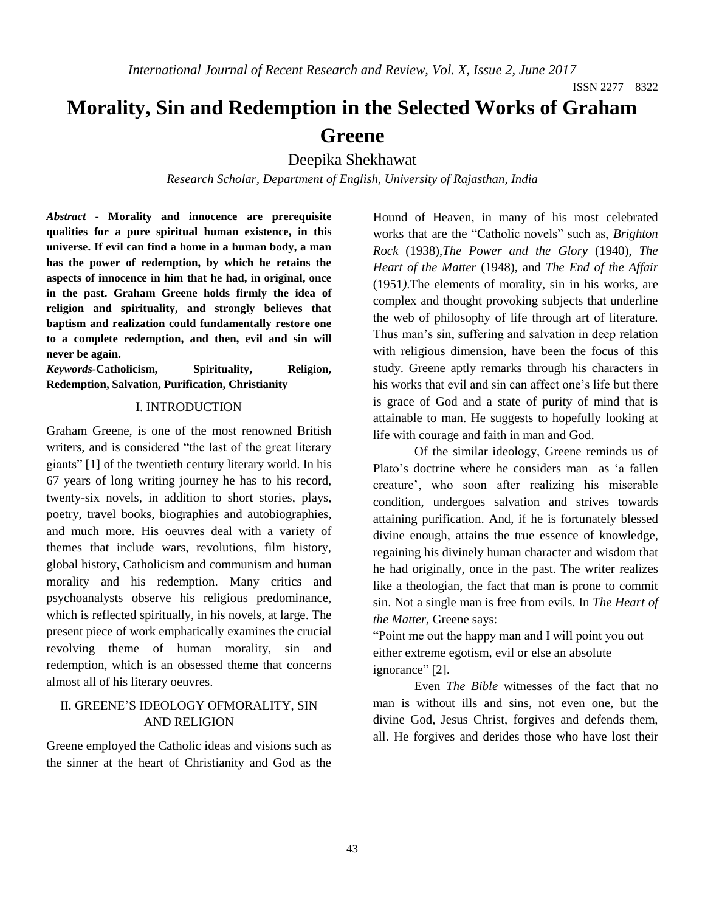# Morality, Sin and Redemption in the Selected Works of Graham Greene

Deepika Shekhawat

*Research Scholar, Department of English, University of Rajasthan, India*

***Abstract* - Morality and innocence are prerequisite qualities for a pure spiritual human existence, in this universe. If evil can find a home in a human body, a man has the power of redemption, by which he retains the aspects of innocence in him that he had, in original, once in the past. Graham Greene holds firmly the idea of religion and spirituality, and strongly believes that baptism and realization could fundamentally restore one to a complete redemption, and then, evil and sin will never be again.**

***Keywords*-Catholicism, Spirituality, Religion, Redemption, Salvation, Purification, Christianity**

## I. INTRODUCTION

Graham Greene, is one of the most renowned British writers, and is considered "the last of the great literary giants" [1] of the twentieth century literary world. In his 67 years of long writing journey he has to his record, twenty-six novels, in addition to short stories, plays, poetry, travel books, biographies and autobiographies, and much more. His oeuvres deal with a variety of themes that include wars, revolutions, film history, global history, Catholicism and communism and human morality and his redemption. Many critics and psychoanalysts observe his religious predominance, which is reflected spiritually, in his novels, at large. The present piece of work emphatically examines the crucial revolving theme of human morality, sin and redemption, which is an obsessed theme that concerns almost all of his literary oeuvres.

## II. GREENE'S IDEOLOGY OFMORALITY, SIN AND RELIGION

Greene employed the Catholic ideas and visions such as the sinner at the heart of Christianity and God as the Hound of Heaven, in many of his most celebrated works that are the "Catholic novels" such as, *Brighton Rock* (1938),*The Power and the Glory* (1940), *The Heart of the Matter* (1948), and *The End of the Affair* (1951*).*The elements of morality, sin in his works, are complex and thought provoking subjects that underline the web of philosophy of life through art of literature. Thus man's sin, suffering and salvation in deep relation with religious dimension, have been the focus of this study. Greene aptly remarks through his characters in his works that evil and sin can affect one's life but there is grace of God and a state of purity of mind that is attainable to man. He suggests to hopefully looking at life with courage and faith in man and God.

Of the similar ideology, Greene reminds us of Plato's doctrine where he considers man as 'a fallen creature', who soon after realizing his miserable condition, undergoes salvation and strives towards attaining purification. And, if he is fortunately blessed divine enough, attains the true essence of knowledge, regaining his divinely human character and wisdom that he had originally, once in the past. The writer realizes like a theologian, the fact that man is prone to commit sin. Not a single man is free from evils. In *The Heart of the Matter,* Greene says:

"Point me out the happy man and I will point you out either extreme egotism, evil or else an absolute ignorance" [2].

Even *The Bible* witnesses of the fact that no man is without ills and sins, not even one, but the divine God, Jesus Christ, forgives and defends them, all. He forgives and derides those who have lost their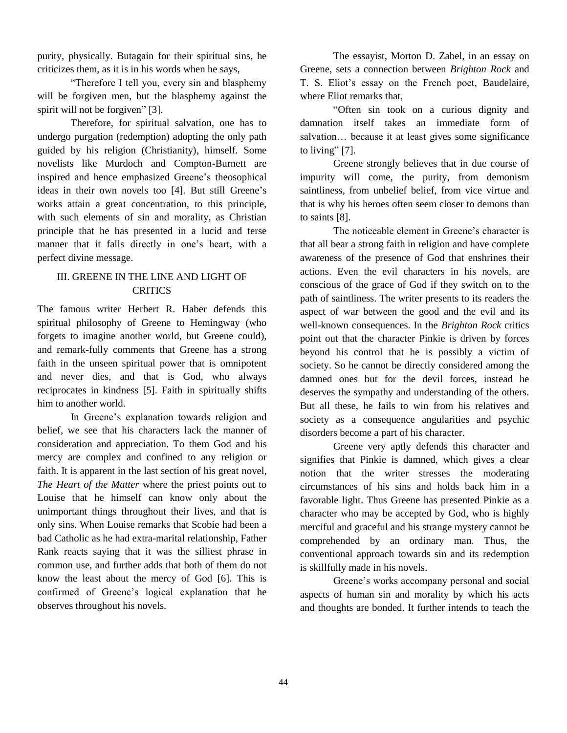purity, physically. Butagain for their spiritual sins, he criticizes them, as it is in his words when he says,

"Therefore I tell you, every sin and blasphemy will be forgiven men, but the blasphemy against the spirit will not be forgiven" [3].

Therefore, for spiritual salvation, one has to undergo purgation (redemption) adopting the only path guided by his religion (Christianity), himself. Some novelists like Murdoch and Compton-Burnett are inspired and hence emphasized Greene's theosophical ideas in their own novels too [4]. But still Greene's works attain a great concentration, to this principle, with such elements of sin and morality, as Christian principle that he has presented in a lucid and terse manner that it falls directly in one's heart, with a perfect divine message.

## III. GREENE IN THE LINE AND LIGHT OF CRITICS

The famous writer Herbert R. Haber defends this spiritual philosophy of Greene to Hemingway (who forgets to imagine another world, but Greene could), and remark-fully comments that Greene has a strong faith in the unseen spiritual power that is omnipotent and never dies, and that is God, who always reciprocates in kindness [5]. Faith in spiritually shifts him to another world.

In Greene's explanation towards religion and belief, we see that his characters lack the manner of consideration and appreciation. To them God and his mercy are complex and confined to any religion or faith. It is apparent in the last section of his great novel, *The Heart of the Matter* where the priest points out to Louise that he himself can know only about the unimportant things throughout their lives, and that is only sins. When Louise remarks that Scobie had been a bad Catholic as he had extra-marital relationship, Father Rank reacts saying that it was the silliest phrase in common use, and further adds that both of them do not know the least about the mercy of God [6]. This is confirmed of Greene's logical explanation that he observes throughout his novels.

The essayist, Morton D. Zabel, in an essay on Greene, sets a connection between *Brighton Rock* and T. S. Eliot's essay on the French poet, Baudelaire, where Eliot remarks that,

"Often sin took on a curious dignity and damnation itself takes an immediate form of salvation… because it at least gives some significance to living" [7].

Greene strongly believes that in due course of impurity will come, the purity, from demonism saintliness, from unbelief belief, from vice virtue and that is why his heroes often seem closer to demons than to saints [8].

The noticeable element in Greene's character is that all bear a strong faith in religion and have complete awareness of the presence of God that enshrines their actions. Even the evil characters in his novels, are conscious of the grace of God if they switch on to the path of saintliness. The writer presents to its readers the aspect of war between the good and the evil and its well-known consequences. In the *Brighton Rock* critics point out that the character Pinkie is driven by forces beyond his control that he is possibly a victim of society. So he cannot be directly considered among the damned ones but for the devil forces, instead he deserves the sympathy and understanding of the others. But all these, he fails to win from his relatives and society as a consequence angularities and psychic disorders become a part of his character.

Greene very aptly defends this character and signifies that Pinkie is damned, which gives a clear notion that the writer stresses the moderating circumstances of his sins and holds back him in a favorable light. Thus Greene has presented Pinkie as a character who may be accepted by God, who is highly merciful and graceful and his strange mystery cannot be comprehended by an ordinary man. Thus, the conventional approach towards sin and its redemption is skillfully made in his novels.

Greene's works accompany personal and social aspects of human sin and morality by which his acts and thoughts are bonded. It further intends to teach the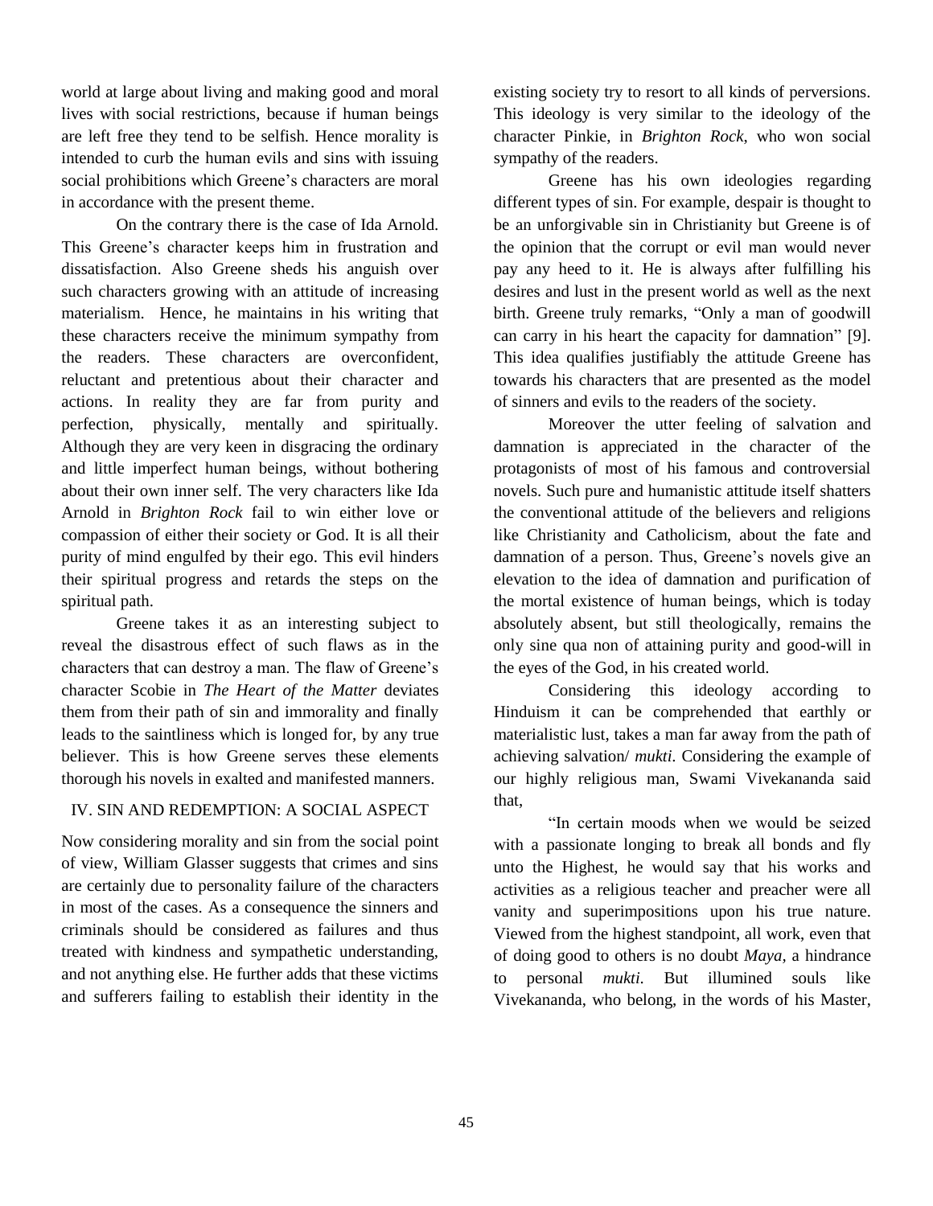world at large about living and making good and moral lives with social restrictions, because if human beings are left free they tend to be selfish. Hence morality is intended to curb the human evils and sins with issuing social prohibitions which Greene's characters are moral in accordance with the present theme.

On the contrary there is the case of Ida Arnold. This Greene's character keeps him in frustration and dissatisfaction. Also Greene sheds his anguish over such characters growing with an attitude of increasing materialism. Hence, he maintains in his writing that these characters receive the minimum sympathy from the readers. These characters are overconfident, reluctant and pretentious about their character and actions. In reality they are far from purity and perfection, physically, mentally and spiritually. Although they are very keen in disgracing the ordinary and little imperfect human beings, without bothering about their own inner self. The very characters like Ida Arnold in *Brighton Rock* fail to win either love or compassion of either their society or God. It is all their purity of mind engulfed by their ego. This evil hinders their spiritual progress and retards the steps on the spiritual path.

Greene takes it as an interesting subject to reveal the disastrous effect of such flaws as in the characters that can destroy a man. The flaw of Greene's character Scobie in *The Heart of the Matter* deviates them from their path of sin and immorality and finally leads to the saintliness which is longed for, by any true believer. This is how Greene serves these elements thorough his novels in exalted and manifested manners.

## IV. SIN AND REDEMPTION: A SOCIAL ASPECT

Now considering morality and sin from the social point of view, William Glasser suggests that crimes and sins are certainly due to personality failure of the characters in most of the cases. As a consequence the sinners and criminals should be considered as failures and thus treated with kindness and sympathetic understanding, and not anything else. He further adds that these victims and sufferers failing to establish their identity in the existing society try to resort to all kinds of perversions. This ideology is very similar to the ideology of the character Pinkie, in *Brighton Rock*, who won social sympathy of the readers.

Greene has his own ideologies regarding different types of sin. For example, despair is thought to be an unforgivable sin in Christianity but Greene is of the opinion that the corrupt or evil man would never pay any heed to it. He is always after fulfilling his desires and lust in the present world as well as the next birth. Greene truly remarks, "Only a man of goodwill can carry in his heart the capacity for damnation" [9]. This idea qualifies justifiably the attitude Greene has towards his characters that are presented as the model of sinners and evils to the readers of the society.

Moreover the utter feeling of salvation and damnation is appreciated in the character of the protagonists of most of his famous and controversial novels. Such pure and humanistic attitude itself shatters the conventional attitude of the believers and religions like Christianity and Catholicism, about the fate and damnation of a person. Thus, Greene's novels give an elevation to the idea of damnation and purification of the mortal existence of human beings, which is today absolutely absent, but still theologically, remains the only sine qua non of attaining purity and good-will in the eyes of the God, in his created world.

Considering this ideology according to Hinduism it can be comprehended that earthly or materialistic lust, takes a man far away from the path of achieving salvation/ *mukti*. Considering the example of our highly religious man, Swami Vivekananda said that,

"In certain moods when we would be seized with a passionate longing to break all bonds and fly unto the Highest, he would say that his works and activities as a religious teacher and preacher were all vanity and superimpositions upon his true nature. Viewed from the highest standpoint, all work, even that of doing good to others is no doubt *Maya*, a hindrance to personal *mukti*. But illumined souls like Vivekananda, who belong, in the words of his Master,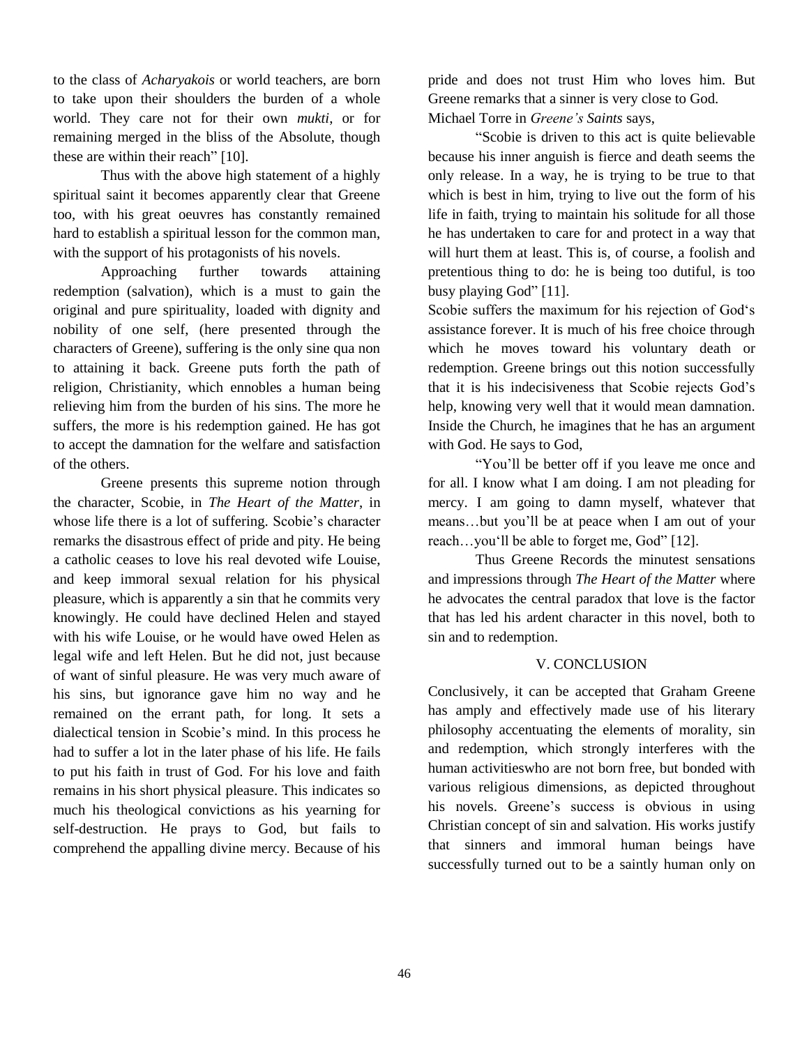to the class of *Acharyakois* or world teachers, are born to take upon their shoulders the burden of a whole world. They care not for their own *mukti*, or for remaining merged in the bliss of the Absolute, though these are within their reach" [10].

Thus with the above high statement of a highly spiritual saint it becomes apparently clear that Greene too, with his great oeuvres has constantly remained hard to establish a spiritual lesson for the common man, with the support of his protagonists of his novels.

Approaching further towards attaining redemption (salvation), which is a must to gain the original and pure spirituality, loaded with dignity and nobility of one self, (here presented through the characters of Greene), suffering is the only sine qua non to attaining it back. Greene puts forth the path of religion, Christianity, which ennobles a human being relieving him from the burden of his sins. The more he suffers, the more is his redemption gained. He has got to accept the damnation for the welfare and satisfaction of the others.

Greene presents this supreme notion through the character, Scobie, in *The Heart of the Matter*, in whose life there is a lot of suffering. Scobie's character remarks the disastrous effect of pride and pity. He being a catholic ceases to love his real devoted wife Louise, and keep immoral sexual relation for his physical pleasure, which is apparently a sin that he commits very knowingly. He could have declined Helen and stayed with his wife Louise, or he would have owed Helen as legal wife and left Helen. But he did not, just because of want of sinful pleasure. He was very much aware of his sins, but ignorance gave him no way and he remained on the errant path, for long. It sets a dialectical tension in Scobie's mind. In this process he had to suffer a lot in the later phase of his life. He fails to put his faith in trust of God. For his love and faith remains in his short physical pleasure. This indicates so much his theological convictions as his yearning for self-destruction. He prays to God, but fails to comprehend the appalling divine mercy. Because of his pride and does not trust Him who loves him. But Greene remarks that a sinner is very close to God.

Michael Torre in *Greene's Saints* says,

"Scobie is driven to this act is quite believable because his inner anguish is fierce and death seems the only release. In a way, he is trying to be true to that which is best in him, trying to live out the form of his life in faith, trying to maintain his solitude for all those he has undertaken to care for and protect in a way that will hurt them at least. This is, of course, a foolish and pretentious thing to do: he is being too dutiful, is too busy playing God" [11].

Scobie suffers the maximum for his rejection of God's assistance forever. It is much of his free choice through which he moves toward his voluntary death or redemption. Greene brings out this notion successfully that it is his indecisiveness that Scobie rejects God's help, knowing very well that it would mean damnation. Inside the Church, he imagines that he has an argument with God. He says to God,

"You'll be better off if you leave me once and for all. I know what I am doing. I am not pleading for mercy. I am going to damn myself, whatever that means…but you'll be at peace when I am out of your reach…you'll be able to forget me, God" [12].

Thus Greene Records the minutest sensations and impressions through *The Heart of the Matter* where he advocates the central paradox that love is the factor that has led his ardent character in this novel, both to sin and to redemption.

## V. CONCLUSION

Conclusively, it can be accepted that Graham Greene has amply and effectively made use of his literary philosophy accentuating the elements of morality, sin and redemption, which strongly interferes with the human activitieswho are not born free, but bonded with various religious dimensions, as depicted throughout his novels. Greene's success is obvious in using Christian concept of sin and salvation. His works justify that sinners and immoral human beings have successfully turned out to be a saintly human only on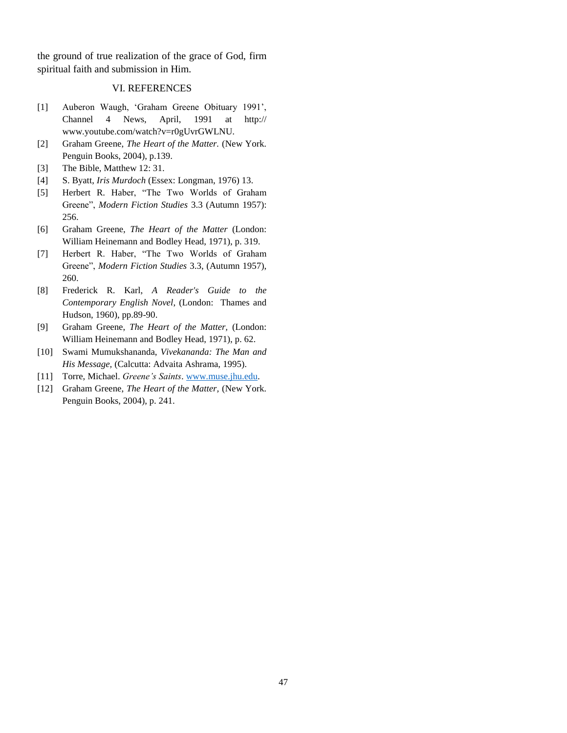the ground of true realization of the grace of God, firm spiritual faith and submission in Him.

## VI. REFERENCES

[1] Auberon Waugh, 'Graham Greene Obituary 1991', Channel 4 News, April, 1991 at http:// www.youtube.com/watch?v=r0gUvrGWLNU.

[2] Graham Greene, *The Heart of the Matter.* (New York. Penguin Books, 2004), p.139.

[3] The Bible, Matthew 12: 31.

[4] S. Byatt, *Iris Murdoch* (Essex: Longman, 1976) 13.

[5] Herbert R. Haber, "The Two Worlds of Graham Greene", *Modern Fiction Studies* 3.3 (Autumn 1957): 256.

[6] Graham Greene, *The Heart of the Matter* (London: William Heinemann and Bodley Head, 1971), p. 319.

[7] Herbert R. Haber, "The Two Worlds of Graham Greene", *Modern Fiction Studies* 3.3, (Autumn 1957), 260.

[8] Frederick R. Karl, *A Reader's Guide to the Contemporary English Novel*, (London: Thames and Hudson, 1960), pp.89-90.

[9] Graham Greene, *The Heart of the Matter,* (London: William Heinemann and Bodley Head, 1971), p. 62.

[10] Swami Mumukshananda, *Vivekananda: The Man and His Message,* (Calcutta: Advaita Ashrama, 1995).

[11] Torre, Michael. *Greene's Saints*. www.muse.jhu.edu.

[12] Graham Greene, *The Heart of the Matter,* (New York. Penguin Books, 2004), p. 241.